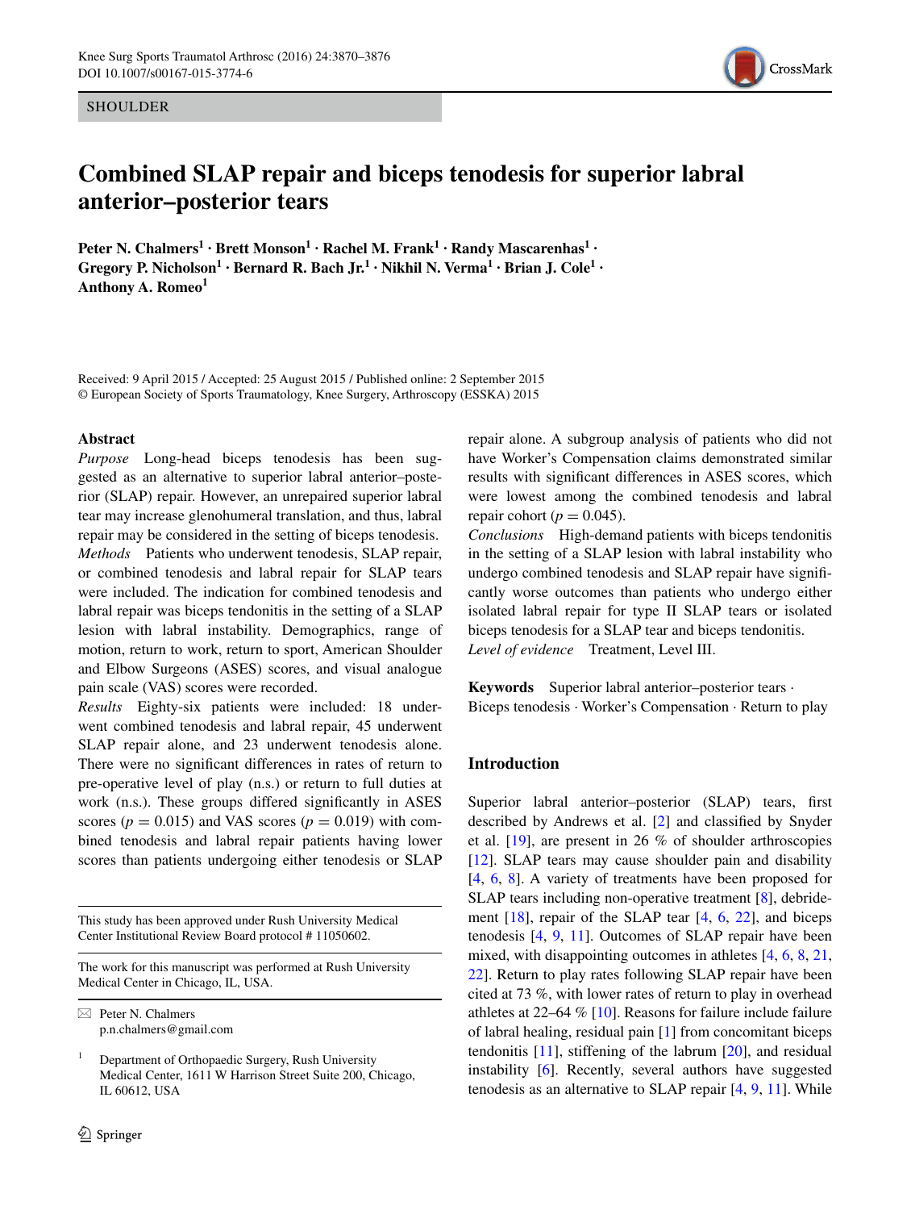SHOULDER

# Combined SLAP repair and biceps tenodesis for superior labral anterior–posterior tears

**Peter N. Chalmers[1] · Brett Monson[1] · Rachel M. Frank[1] · Randy Mascarenhas[1] · Gregory P. Nicholson[1] · Bernard R. Bach Jr.[1] · Nikhil N. Verma[1] · Brian J. Cole[1] · Anthony A. Romeo[1]**

Received: 9 April 2015 / Accepted: 25 August 2015 / Published online: 2 September 2015
© European Society of Sports Traumatology, Knee Surgery, Arthroscopy (ESSKA) 2015

## Abstract

*Purpose* Long-head biceps tenodesis has been suggested as an alternative to superior labral anterior–posterior (SLAP) repair. However, an unrepaired superior labral tear may increase glenohumeral translation, and thus, labral repair may be considered in the setting of biceps tenodesis.

*Methods* Patients who underwent tenodesis, SLAP repair, or combined tenodesis and labral repair for SLAP tears were included. The indication for combined tenodesis and labral repair was biceps tendonitis in the setting of a SLAP lesion with labral instability. Demographics, range of motion, return to work, return to sport, American Shoulder and Elbow Surgeons (ASES) scores, and visual analogue pain scale (VAS) scores were recorded.

*Results* Eighty-six patients were included: 18 underwent combined tenodesis and labral repair, 45 underwent SLAP repair alone, and 23 underwent tenodesis alone. There were no significant differences in rates of return to pre-operative level of play (n.s.) or return to full duties at work (n.s.). These groups differed significantly in ASES scores ($p = 0.015$) and VAS scores ($p = 0.019$) with combined tenodesis and labral repair patients having lower scores than patients undergoing either tenodesis or SLAP repair alone. A subgroup analysis of patients who did not have Worker's Compensation claims demonstrated similar results with significant differences in ASES scores, which were lowest among the combined tenodesis and labral repair cohort ($p = 0.045$).

*Conclusions* High-demand patients with biceps tendonitis in the setting of a SLAP lesion with labral instability who undergo combined tenodesis and SLAP repair have significantly worse outcomes than patients who undergo either isolated labral repair for type II SLAP tears or isolated biceps tenodesis for a SLAP tear and biceps tendonitis.

*Level of evidence* Treatment, Level III.

**Keywords** Superior labral anterior–posterior tears · Biceps tenodesis · Worker's Compensation · Return to play

This study has been approved under Rush University Medical Center Institutional Review Board protocol # 11050602.

The work for this manuscript was performed at Rush University Medical Center in Chicago, IL, USA.

✉ Peter N. Chalmers
p.n.chalmers@gmail.com

[1] Department of Orthopaedic Surgery, Rush University Medical Center, 1611 W Harrison Street Suite 200, Chicago, IL 60612, USA

## Introduction

Superior labral anterior–posterior (SLAP) tears, first described by Andrews et al. [2] and classified by Snyder et al. [19], are present in 26 % of shoulder arthroscopies [12]. SLAP tears may cause shoulder pain and disability [4, 6, 8]. A variety of treatments have been proposed for SLAP tears including non-operative treatment [8], debridement [18], repair of the SLAP tear [4, 6, 22], and biceps tenodesis [4, 9, 11]. Outcomes of SLAP repair have been mixed, with disappointing outcomes in athletes [4, 6, 8, 21, 22]. Return to play rates following SLAP repair have been cited at 73 %, with lower rates of return to play in overhead athletes at 22–64 % [10]. Reasons for failure include failure of labral healing, residual pain [1] from concomitant biceps tendonitis [11], stiffening of the labrum [20], and residual instability [6]. Recently, several authors have suggested tenodesis as an alternative to SLAP repair [4, 9, 11]. While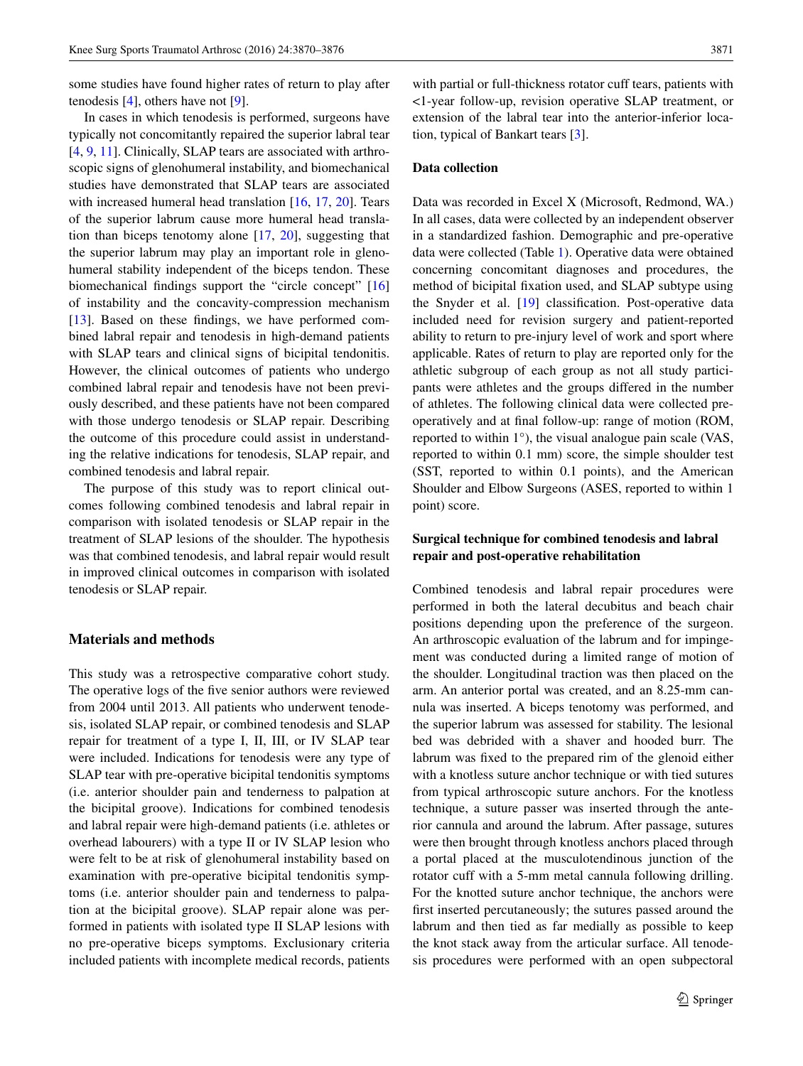some studies have found higher rates of return to play after tenodesis [4], others have not [9].

In cases in which tenodesis is performed, surgeons have typically not concomitantly repaired the superior labral tear [4, 9, 11]. Clinically, SLAP tears are associated with arthroscopic signs of glenohumeral instability, and biomechanical studies have demonstrated that SLAP tears are associated with increased humeral head translation [16, 17, 20]. Tears of the superior labrum cause more humeral head translation than biceps tenotomy alone [17, 20], suggesting that the superior labrum may play an important role in glenohumeral stability independent of the biceps tendon. These biomechanical findings support the "circle concept" [16] of instability and the concavity-compression mechanism [13]. Based on these findings, we have performed combined labral repair and tenodesis in high-demand patients with SLAP tears and clinical signs of bicipital tendonitis. However, the clinical outcomes of patients who undergo combined labral repair and tenodesis have not been previously described, and these patients have not been compared with those undergo tenodesis or SLAP repair. Describing the outcome of this procedure could assist in understanding the relative indications for tenodesis, SLAP repair, and combined tenodesis and labral repair.

The purpose of this study was to report clinical outcomes following combined tenodesis and labral repair in comparison with isolated tenodesis or SLAP repair in the treatment of SLAP lesions of the shoulder. The hypothesis was that combined tenodesis, and labral repair would result in improved clinical outcomes in comparison with isolated tenodesis or SLAP repair.

## Materials and methods

This study was a retrospective comparative cohort study. The operative logs of the five senior authors were reviewed from 2004 until 2013. All patients who underwent tenodesis, isolated SLAP repair, or combined tenodesis and SLAP repair for treatment of a type I, II, III, or IV SLAP tear were included. Indications for tenodesis were any type of SLAP tear with pre-operative bicipital tendonitis symptoms (i.e. anterior shoulder pain and tenderness to palpation at the bicipital groove). Indications for combined tenodesis and labral repair were high-demand patients (i.e. athletes or overhead labourers) with a type II or IV SLAP lesion who were felt to be at risk of glenohumeral instability based on examination with pre-operative bicipital tendonitis symptoms (i.e. anterior shoulder pain and tenderness to palpation at the bicipital groove). SLAP repair alone was performed in patients with isolated type II SLAP lesions with no pre-operative biceps symptoms. Exclusionary criteria included patients with incomplete medical records, patients with partial or full-thickness rotator cuff tears, patients with <1-year follow-up, revision operative SLAP treatment, or extension of the labral tear into the anterior-inferior location, typical of Bankart tears [3].

### Data collection

Data was recorded in Excel X (Microsoft, Redmond, WA.) In all cases, data were collected by an independent observer in a standardized fashion. Demographic and pre-operative data were collected (Table 1). Operative data were obtained concerning concomitant diagnoses and procedures, the method of bicipital fixation used, and SLAP subtype using the Snyder et al. [19] classification. Post-operative data included need for revision surgery and patient-reported ability to return to pre-injury level of work and sport where applicable. Rates of return to play are reported only for the athletic subgroup of each group as not all study participants were athletes and the groups differed in the number of athletes. The following clinical data were collected pre-operatively and at final follow-up: range of motion (ROM, reported to within 1°), the visual analogue pain scale (VAS, reported to within 0.1 mm) score, the simple shoulder test (SST, reported to within 0.1 points), and the American Shoulder and Elbow Surgeons (ASES, reported to within 1 point) score.

### Surgical technique for combined tenodesis and labral repair and post-operative rehabilitation

Combined tenodesis and labral repair procedures were performed in both the lateral decubitus and beach chair positions depending upon the preference of the surgeon. An arthroscopic evaluation of the labrum and for impingement was conducted during a limited range of motion of the shoulder. Longitudinal traction was then placed on the arm. An anterior portal was created, and an 8.25-mm cannula was inserted. A biceps tenotomy was performed, and the superior labrum was assessed for stability. The lesional bed was debrided with a shaver and hooded burr. The labrum was fixed to the prepared rim of the glenoid either with a knotless suture anchor technique or with tied sutures from typical arthroscopic suture anchors. For the knotless technique, a suture passer was inserted through the anterior cannula and around the labrum. After passage, sutures were then brought through knotless anchors placed through a portal placed at the musculotendinous junction of the rotator cuff with a 5-mm metal cannula following drilling. For the knotted suture anchor technique, the anchors were first inserted percutaneously; the sutures passed around the labrum and then tied as far medially as possible to keep the knot stack away from the articular surface. All tenodesis procedures were performed with an open subpectoral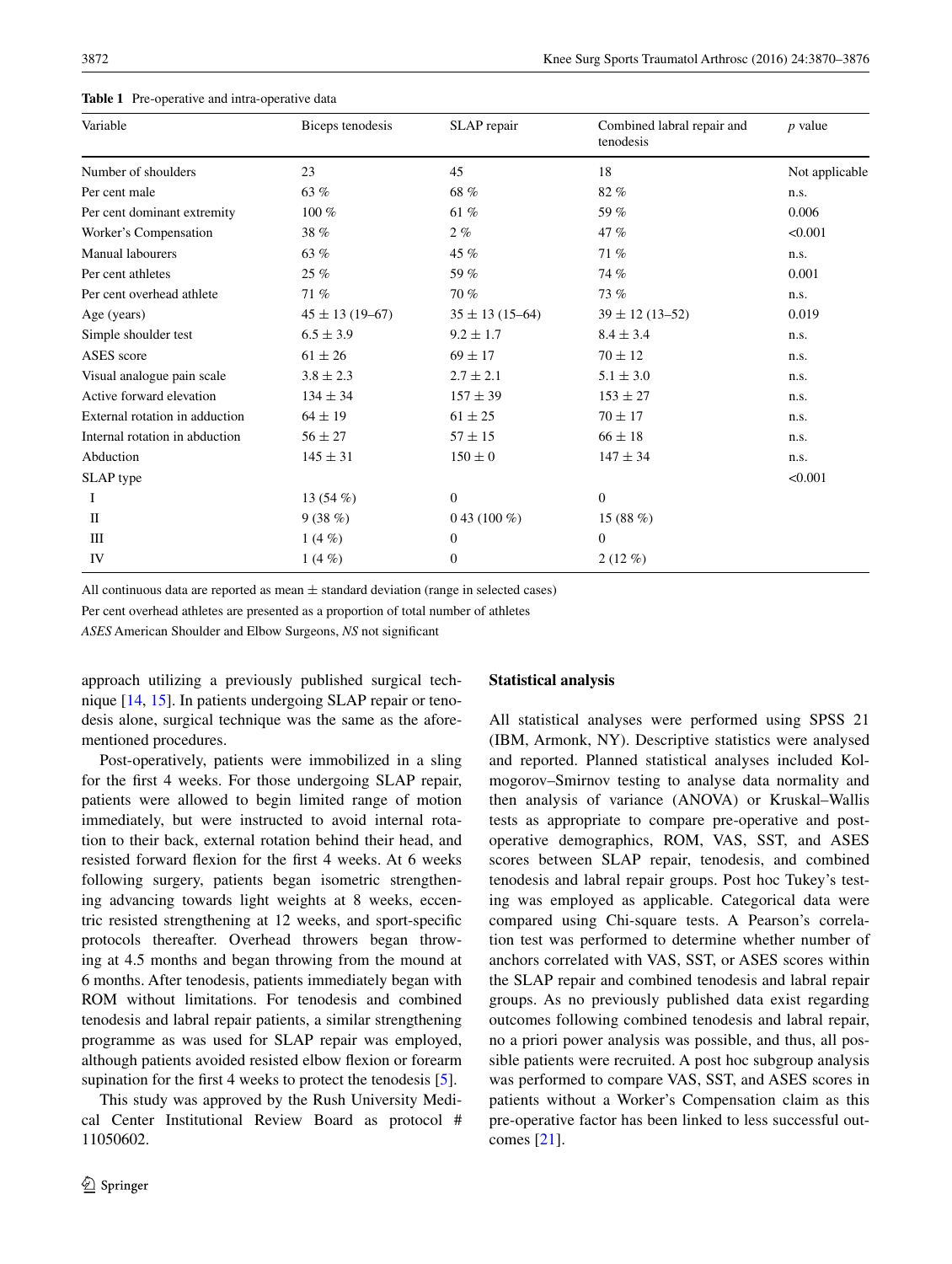**Table 1** Pre-operative and intra-operative data

| Variable | Biceps tenodesis | SLAP repair | Combined labral repair and tenodesis | *p* value |
|---|---|---|---|---|
| Number of shoulders | 23 | 45 | 18 | Not applicable |
| Per cent male | 63 % | 68 % | 82 % | n.s. |
| Per cent dominant extremity | 100 % | 61 % | 59 % | 0.006 |
| Worker's Compensation | 38 % | 2 % | 47 % | <0.001 |
| Manual labourers | 63 % | 45 % | 71 % | n.s. |
| Per cent athletes | 25 % | 59 % | 74 % | 0.001 |
| Per cent overhead athlete | 71 % | 70 % | 73 % | n.s. |
| Age (years) | 45 ± 13 (19–67) | 35 ± 13 (15–64) | 39 ± 12 (13–52) | 0.019 |
| Simple shoulder test | 6.5 ± 3.9 | 9.2 ± 1.7 | 8.4 ± 3.4 | n.s. |
| ASES score | 61 ± 26 | 69 ± 17 | 70 ± 12 | n.s. |
| Visual analogue pain scale | 3.8 ± 2.3 | 2.7 ± 2.1 | 5.1 ± 3.0 | n.s. |
| Active forward elevation | 134 ± 34 | 157 ± 39 | 153 ± 27 | n.s. |
| External rotation in adduction | 64 ± 19 | 61 ± 25 | 70 ± 17 | n.s. |
| Internal rotation in abduction | 56 ± 27 | 57 ± 15 | 66 ± 18 | n.s. |
| Abduction | 145 ± 31 | 150 ± 0 | 147 ± 34 | n.s. |
| SLAP type | | | | <0.001 |
| I | 13 (54 %) | 0 | 0 | |
| II | 9 (38 %) | 0 43 (100 %) | 15 (88 %) | |
| III | 1 (4 %) | 0 | 0 | |
| IV | 1 (4 %) | 0 | 2 (12 %) | |

All continuous data are reported as mean ± standard deviation (range in selected cases)

Per cent overhead athletes are presented as a proportion of total number of athletes

*ASES* American Shoulder and Elbow Surgeons, *NS* not significant

approach utilizing a previously published surgical technique [14, 15]. In patients undergoing SLAP repair or tenodesis alone, surgical technique was the same as the aforementioned procedures.

Post-operatively, patients were immobilized in a sling for the first 4 weeks. For those undergoing SLAP repair, patients were allowed to begin limited range of motion immediately, but were instructed to avoid internal rotation to their back, external rotation behind their head, and resisted forward flexion for the first 4 weeks. At 6 weeks following surgery, patients began isometric strengthening advancing towards light weights at 8 weeks, eccentric resisted strengthening at 12 weeks, and sport-specific protocols thereafter. Overhead throwers began throwing at 4.5 months and began throwing from the mound at 6 months. After tenodesis, patients immediately began with ROM without limitations. For tenodesis and combined tenodesis and labral repair patients, a similar strengthening programme as was used for SLAP repair was employed, although patients avoided resisted elbow flexion or forearm supination for the first 4 weeks to protect the tenodesis [5].

This study was approved by the Rush University Medical Center Institutional Review Board as protocol # 11050602.

### Statistical analysis

All statistical analyses were performed using SPSS 21 (IBM, Armonk, NY). Descriptive statistics were analysed and reported. Planned statistical analyses included Kolmogorov–Smirnov testing to analyse data normality and then analysis of variance (ANOVA) or Kruskal–Wallis tests as appropriate to compare pre-operative and post-operative demographics, ROM, VAS, SST, and ASES scores between SLAP repair, tenodesis, and combined tenodesis and labral repair groups. Post hoc Tukey's testing was employed as applicable. Categorical data were compared using Chi-square tests. A Pearson's correlation test was performed to determine whether number of anchors correlated with VAS, SST, or ASES scores within the SLAP repair and combined tenodesis and labral repair groups. As no previously published data exist regarding outcomes following combined tenodesis and labral repair, no a priori power analysis was possible, and thus, all possible patients were recruited. A post hoc subgroup analysis was performed to compare VAS, SST, and ASES scores in patients without a Worker's Compensation claim as this pre-operative factor has been linked to less successful outcomes [21].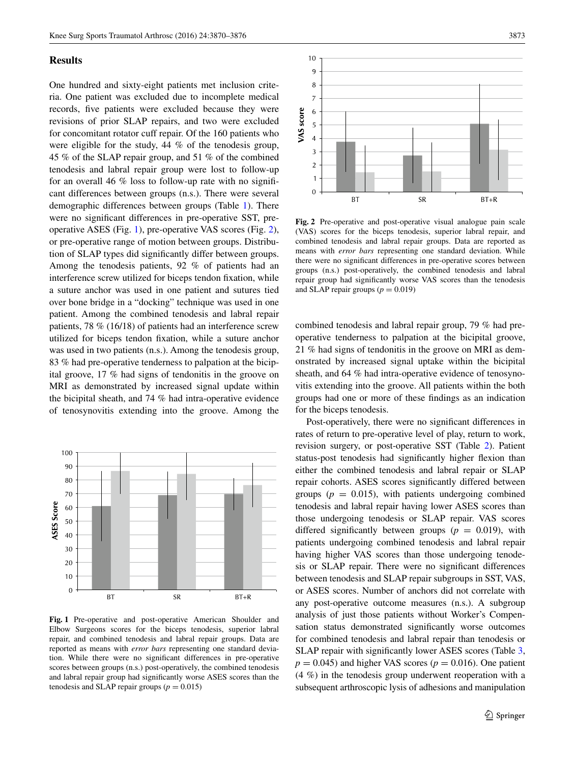## Results

One hundred and sixty-eight patients met inclusion criteria. One patient was excluded due to incomplete medical records, five patients were excluded because they were revisions of prior SLAP repairs, and two were excluded for concomitant rotator cuff repair. Of the 160 patients who were eligible for the study, 44 % of the tenodesis group, 45 % of the SLAP repair group, and 51 % of the combined tenodesis and labral repair group were lost to follow-up for an overall 46 % loss to follow-up rate with no significant differences between groups (n.s.). There were several demographic differences between groups (Table 1). There were no significant differences in pre-operative SST, pre-operative ASES (Fig. 1), pre-operative VAS scores (Fig. 2), or pre-operative range of motion between groups. Distribution of SLAP types did significantly differ between groups. Among the tenodesis patients, 92 % of patients had an interference screw utilized for biceps tendon fixation, while a suture anchor was used in one patient and sutures tied over bone bridge in a "docking" technique was used in one patient. Among the combined tenodesis and labral repair patients, 78 % (16/18) of patients had an interference screw utilized for biceps tendon fixation, while a suture anchor was used in two patients (n.s.). Among the tenodesis group, 83 % had pre-operative tenderness to palpation at the bicipital groove, 17 % had signs of tendonitis in the groove on MRI as demonstrated by increased signal update within the bicipital sheath, and 74 % had intra-operative evidence of tenosynovitis extending into the groove. Among the combined tenodesis and labral repair group, 79 % had pre-operative tenderness to palpation at the bicipital groove, 21 % had signs of tendonitis in the groove on MRI as demonstrated by increased signal uptake within the bicipital sheath, and 64 % had intra-operative evidence of tenosynovitis extending into the groove. All patients within the both groups had one or more of these findings as an indication for the biceps tenodesis.

**Fig. 1** Pre-operative and post-operative American Shoulder and Elbow Surgeons scores for the biceps tenodesis, superior labral repair, and combined tenodesis and labral repair groups. Data are reported as means with *error bars* representing one standard deviation. While there were no significant differences in pre-operative scores between groups (n.s.) post-operatively, the combined tenodesis and labral repair group had significantly worse ASES scores than the tenodesis and SLAP repair groups ($p = 0.015$)

**Fig. 2** Pre-operative and post-operative visual analogue pain scale (VAS) scores for the biceps tenodesis, superior labral repair, and combined tenodesis and labral repair groups. Data are reported as means with *error bars* representing one standard deviation. While there were no significant differences in pre-operative scores between groups (n.s.) post-operatively, the combined tenodesis and labral repair group had significantly worse VAS scores than the tenodesis and SLAP repair groups ($p = 0.019$)

Post-operatively, there were no significant differences in rates of return to pre-operative level of play, return to work, revision surgery, or post-operative SST (Table 2). Patient status-post tenodesis had significantly higher flexion than either the combined tenodesis and labral repair or SLAP repair cohorts. ASES scores significantly differed between groups ($p = 0.015$), with patients undergoing combined tenodesis and labral repair having lower ASES scores than those undergoing tenodesis or SLAP repair. VAS scores differed significantly between groups ($p = 0.019$), with patients undergoing combined tenodesis and labral repair having higher VAS scores than those undergoing tenodesis or SLAP repair. There were no significant differences between tenodesis and SLAP repair subgroups in SST, VAS, or ASES scores. Number of anchors did not correlate with any post-operative outcome measures (n.s.). A subgroup analysis of just those patients without Worker's Compensation status demonstrated significantly worse outcomes for combined tenodesis and labral repair than tenodesis or SLAP repair with significantly lower ASES scores (Table 3, $p = 0.045$) and higher VAS scores ($p = 0.016$). One patient (4 %) in the tenodesis group underwent reoperation with a subsequent arthroscopic lysis of adhesions and manipulation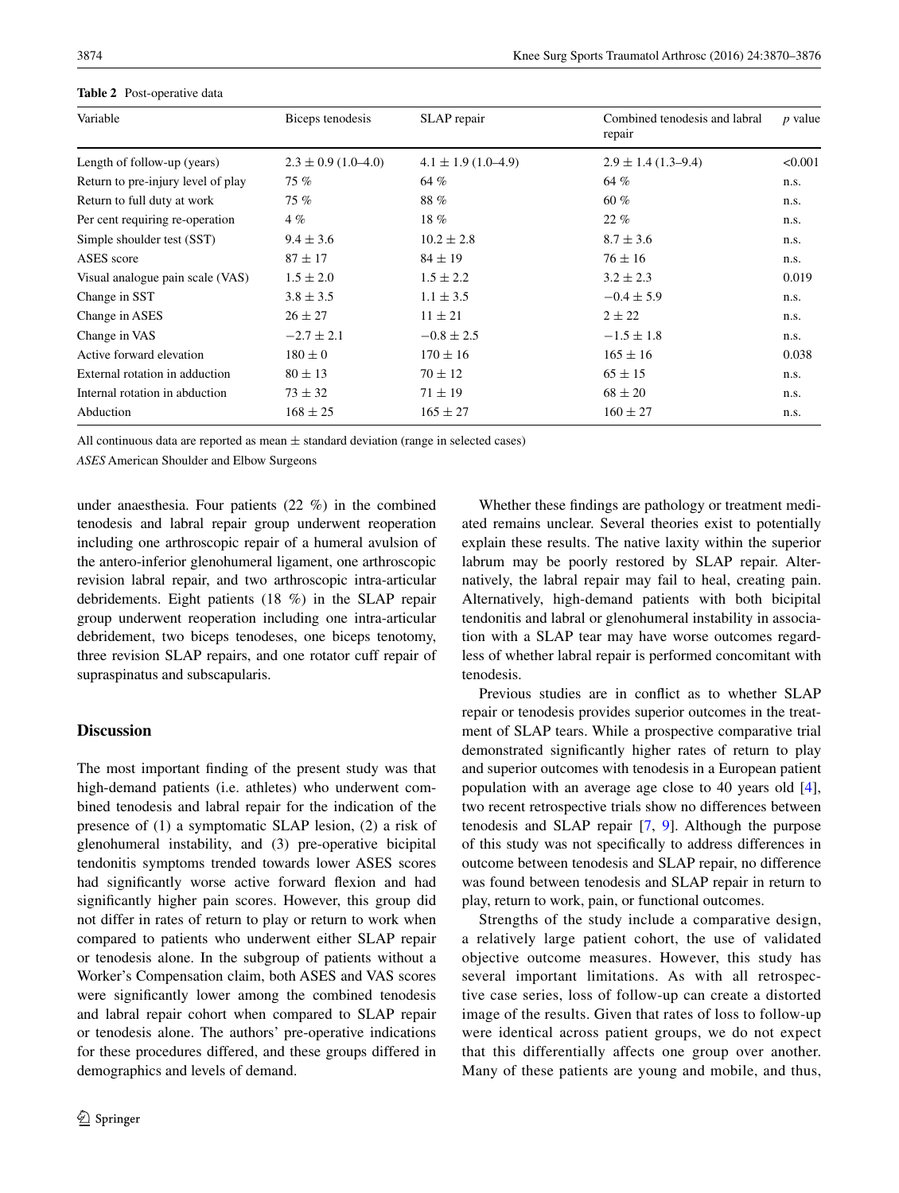**Table 2** Post-operative data

| Variable | Biceps tenodesis | SLAP repair | Combined tenodesis and labral repair | *p* value |
|---|---|---|---|---|
| Length of follow-up (years) | 2.3 ± 0.9 (1.0–4.0) | 4.1 ± 1.9 (1.0–4.9) | 2.9 ± 1.4 (1.3–9.4) | <0.001 |
| Return to pre-injury level of play | 75 % | 64 % | 64 % | n.s. |
| Return to full duty at work | 75 % | 88 % | 60 % | n.s. |
| Per cent requiring re-operation | 4 % | 18 % | 22 % | n.s. |
| Simple shoulder test (SST) | 9.4 ± 3.6 | 10.2 ± 2.8 | 8.7 ± 3.6 | n.s. |
| ASES score | 87 ± 17 | 84 ± 19 | 76 ± 16 | n.s. |
| Visual analogue pain scale (VAS) | 1.5 ± 2.0 | 1.5 ± 2.2 | 3.2 ± 2.3 | 0.019 |
| Change in SST | 3.8 ± 3.5 | 1.1 ± 3.5 | −0.4 ± 5.9 | n.s. |
| Change in ASES | 26 ± 27 | 11 ± 21 | 2 ± 22 | n.s. |
| Change in VAS | −2.7 ± 2.1 | −0.8 ± 2.5 | −1.5 ± 1.8 | n.s. |
| Active forward elevation | 180 ± 0 | 170 ± 16 | 165 ± 16 | 0.038 |
| External rotation in adduction | 80 ± 13 | 70 ± 12 | 65 ± 15 | n.s. |
| Internal rotation in abduction | 73 ± 32 | 71 ± 19 | 68 ± 20 | n.s. |
| Abduction | 168 ± 25 | 165 ± 27 | 160 ± 27 | n.s. |

All continuous data are reported as mean ± standard deviation (range in selected cases)

*ASES* American Shoulder and Elbow Surgeons

under anaesthesia. Four patients (22 %) in the combined tenodesis and labral repair group underwent reoperation including one arthroscopic repair of a humeral avulsion of the antero-inferior glenohumeral ligament, one arthroscopic revision labral repair, and two arthroscopic intra-articular debridements. Eight patients (18 %) in the SLAP repair group underwent reoperation including one intra-articular debridement, two biceps tenodeses, one biceps tenotomy, three revision SLAP repairs, and one rotator cuff repair of supraspinatus and subscapularis.

## Discussion

The most important finding of the present study was that high-demand patients (i.e. athletes) who underwent combined tenodesis and labral repair for the indication of the presence of (1) a symptomatic SLAP lesion, (2) a risk of glenohumeral instability, and (3) pre-operative bicipital tendonitis symptoms trended towards lower ASES scores had significantly worse active forward flexion and had significantly higher pain scores. However, this group did not differ in rates of return to play or return to work when compared to patients who underwent either SLAP repair or tenodesis alone. In the subgroup of patients without a Worker's Compensation claim, both ASES and VAS scores were significantly lower among the combined tenodesis and labral repair cohort when compared to SLAP repair or tenodesis alone. The authors' pre-operative indications for these procedures differed, and these groups differed in demographics and levels of demand.

Whether these findings are pathology or treatment mediated remains unclear. Several theories exist to potentially explain these results. The native laxity within the superior labrum may be poorly restored by SLAP repair. Alternatively, the labral repair may fail to heal, creating pain. Alternatively, high-demand patients with both bicipital tendonitis and labral or glenohumeral instability in association with a SLAP tear may have worse outcomes regardless of whether labral repair is performed concomitant with tenodesis.

Previous studies are in conflict as to whether SLAP repair or tenodesis provides superior outcomes in the treatment of SLAP tears. While a prospective comparative trial demonstrated significantly higher rates of return to play and superior outcomes with tenodesis in a European patient population with an average age close to 40 years old [4], two recent retrospective trials show no differences between tenodesis and SLAP repair [7, 9]. Although the purpose of this study was not specifically to address differences in outcome between tenodesis and SLAP repair, no difference was found between tenodesis and SLAP repair in return to play, return to work, pain, or functional outcomes.

Strengths of the study include a comparative design, a relatively large patient cohort, the use of validated objective outcome measures. However, this study has several important limitations. As with all retrospective case series, loss of follow-up can create a distorted image of the results. Given that rates of loss to follow-up were identical across patient groups, we do not expect that this differentially affects one group over another. Many of these patients are young and mobile, and thus,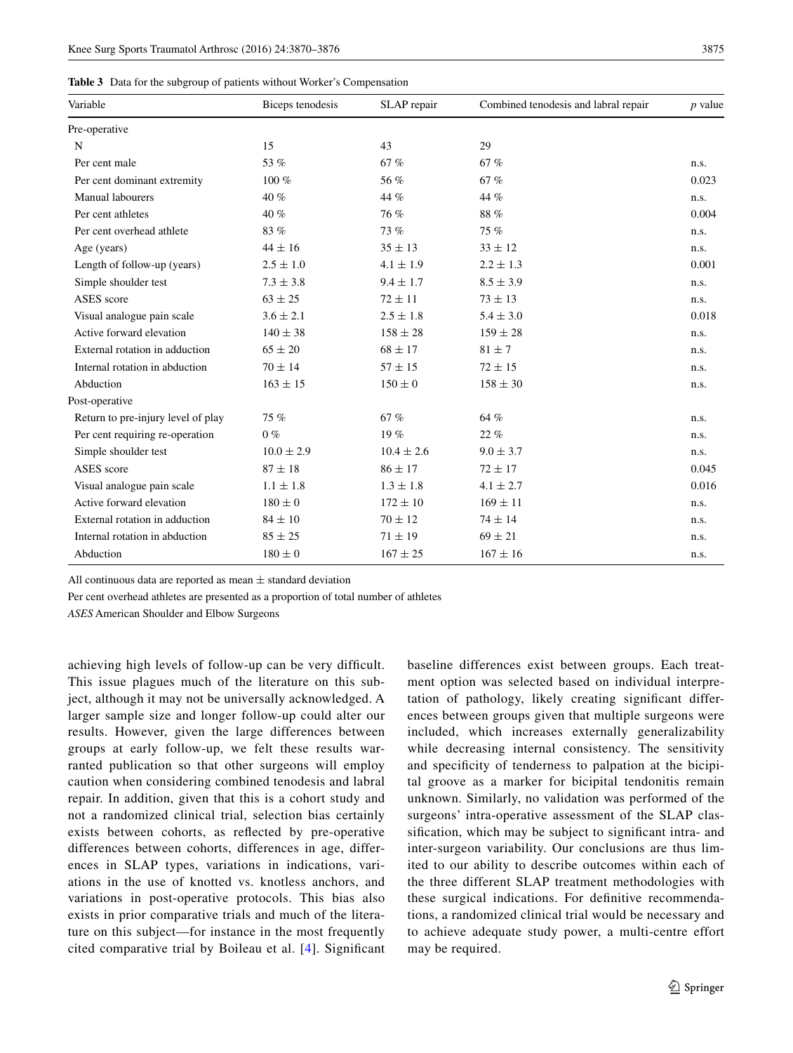**Table 3** Data for the subgroup of patients without Worker's Compensation

| Variable | Biceps tenodesis | SLAP repair | Combined tenodesis and labral repair | *p* value |
|---|---|---|---|---|
| Pre-operative | | | | |
| N | 15 | 43 | 29 | |
| Per cent male | 53 % | 67 % | 67 % | n.s. |
| Per cent dominant extremity | 100 % | 56 % | 67 % | 0.023 |
| Manual labourers | 40 % | 44 % | 44 % | n.s. |
| Per cent athletes | 40 % | 76 % | 88 % | 0.004 |
| Per cent overhead athlete | 83 % | 73 % | 75 % | n.s. |
| Age (years) | 44 ± 16 | 35 ± 13 | 33 ± 12 | n.s. |
| Length of follow-up (years) | 2.5 ± 1.0 | 4.1 ± 1.9 | 2.2 ± 1.3 | 0.001 |
| Simple shoulder test | 7.3 ± 3.8 | 9.4 ± 1.7 | 8.5 ± 3.9 | n.s. |
| ASES score | 63 ± 25 | 72 ± 11 | 73 ± 13 | n.s. |
| Visual analogue pain scale | 3.6 ± 2.1 | 2.5 ± 1.8 | 5.4 ± 3.0 | 0.018 |
| Active forward elevation | 140 ± 38 | 158 ± 28 | 159 ± 28 | n.s. |
| External rotation in adduction | 65 ± 20 | 68 ± 17 | 81 ± 7 | n.s. |
| Internal rotation in abduction | 70 ± 14 | 57 ± 15 | 72 ± 15 | n.s. |
| Abduction | 163 ± 15 | 150 ± 0 | 158 ± 30 | n.s. |
| Post-operative | | | | |
| Return to pre-injury level of play | 75 % | 67 % | 64 % | n.s. |
| Per cent requiring re-operation | 0 % | 19 % | 22 % | n.s. |
| Simple shoulder test | 10.0 ± 2.9 | 10.4 ± 2.6 | 9.0 ± 3.7 | n.s. |
| ASES score | 87 ± 18 | 86 ± 17 | 72 ± 17 | 0.045 |
| Visual analogue pain scale | 1.1 ± 1.8 | 1.3 ± 1.8 | 4.1 ± 2.7 | 0.016 |
| Active forward elevation | 180 ± 0 | 172 ± 10 | 169 ± 11 | n.s. |
| External rotation in adduction | 84 ± 10 | 70 ± 12 | 74 ± 14 | n.s. |
| Internal rotation in abduction | 85 ± 25 | 71 ± 19 | 69 ± 21 | n.s. |
| Abduction | 180 ± 0 | 167 ± 25 | 167 ± 16 | n.s. |

All continuous data are reported as mean ± standard deviation

Per cent overhead athletes are presented as a proportion of total number of athletes

*ASES* American Shoulder and Elbow Surgeons

achieving high levels of follow-up can be very difficult. This issue plagues much of the literature on this subject, although it may not be universally acknowledged. A larger sample size and longer follow-up could alter our results. However, given the large differences between groups at early follow-up, we felt these results warranted publication so that other surgeons will employ caution when considering combined tenodesis and labral repair. In addition, given that this is a cohort study and not a randomized clinical trial, selection bias certainly exists between cohorts, as reflected by pre-operative differences between cohorts, differences in age, differences in SLAP types, variations in indications, variations in the use of knotted vs. knotless anchors, and variations in post-operative protocols. This bias also exists in prior comparative trials and much of the literature on this subject—for instance in the most frequently cited comparative trial by Boileau et al. [4]. Significant baseline differences exist between groups. Each treatment option was selected based on individual interpretation of pathology, likely creating significant differences between groups given that multiple surgeons were included, which increases externally generalizability while decreasing internal consistency. The sensitivity and specificity of tenderness to palpation at the bicipital groove as a marker for bicipital tendonitis remain unknown. Similarly, no validation was performed of the surgeons' intra-operative assessment of the SLAP classification, which may be subject to significant intra- and inter-surgeon variability. Our conclusions are thus limited to our ability to describe outcomes within each of the three different SLAP treatment methodologies with these surgical indications. For definitive recommendations, a randomized clinical trial would be necessary and to achieve adequate study power, a multi-centre effort may be required.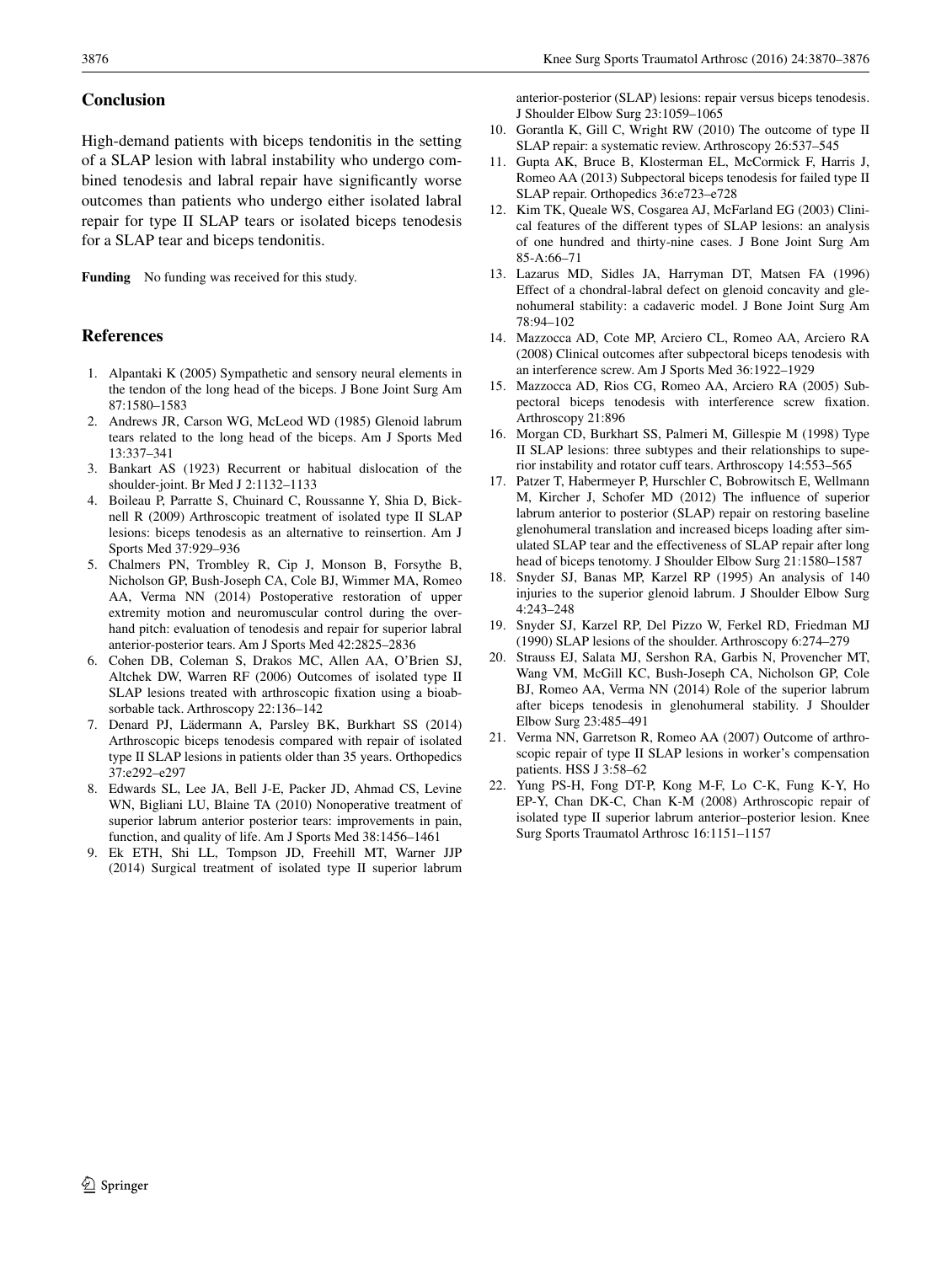## Conclusion

High-demand patients with biceps tendonitis in the setting of a SLAP lesion with labral instability who undergo combined tenodesis and labral repair have significantly worse outcomes than patients who undergo either isolated labral repair for type II SLAP tears or isolated biceps tenodesis for a SLAP tear and biceps tendonitis.

**Funding** No funding was received for this study.

## References

1. Alpantaki K (2005) Sympathetic and sensory neural elements in the tendon of the long head of the biceps. J Bone Joint Surg Am 87:1580–1583
2. Andrews JR, Carson WG, McLeod WD (1985) Glenoid labrum tears related to the long head of the biceps. Am J Sports Med 13:337–341
3. Bankart AS (1923) Recurrent or habitual dislocation of the shoulder-joint. Br Med J 2:1132–1133
4. Boileau P, Parratte S, Chuinard C, Roussanne Y, Shia D, Bicknell R (2009) Arthroscopic treatment of isolated type II SLAP lesions: biceps tenodesis as an alternative to reinsertion. Am J Sports Med 37:929–936
5. Chalmers PN, Trombley R, Cip J, Monson B, Forsythe B, Nicholson GP, Bush-Joseph CA, Cole BJ, Wimmer MA, Romeo AA, Verma NN (2014) Postoperative restoration of upper extremity motion and neuromuscular control during the overhand pitch: evaluation of tenodesis and repair for superior labral anterior-posterior tears. Am J Sports Med 42:2825–2836
6. Cohen DB, Coleman S, Drakos MC, Allen AA, O'Brien SJ, Altchek DW, Warren RF (2006) Outcomes of isolated type II SLAP lesions treated with arthroscopic fixation using a bioabsorbable tack. Arthroscopy 22:136–142
7. Denard PJ, Lädermann A, Parsley BK, Burkhart SS (2014) Arthroscopic biceps tenodesis compared with repair of isolated type II SLAP lesions in patients older than 35 years. Orthopedics 37:e292–e297
8. Edwards SL, Lee JA, Bell J-E, Packer JD, Ahmad CS, Levine WN, Bigliani LU, Blaine TA (2010) Nonoperative treatment of superior labrum anterior posterior tears: improvements in pain, function, and quality of life. Am J Sports Med 38:1456–1461
9. Ek ETH, Shi LL, Tompson JD, Freehill MT, Warner JJP (2014) Surgical treatment of isolated type II superior labrum anterior-posterior (SLAP) lesions: repair versus biceps tenodesis. J Shoulder Elbow Surg 23:1059–1065
10. Gorantla K, Gill C, Wright RW (2010) The outcome of type II SLAP repair: a systematic review. Arthroscopy 26:537–545
11. Gupta AK, Bruce B, Klosterman EL, McCormick F, Harris J, Romeo AA (2013) Subpectoral biceps tenodesis for failed type II SLAP repair. Orthopedics 36:e723–e728
12. Kim TK, Queale WS, Cosgarea AJ, McFarland EG (2003) Clinical features of the different types of SLAP lesions: an analysis of one hundred and thirty-nine cases. J Bone Joint Surg Am 85-A:66–71
13. Lazarus MD, Sidles JA, Harryman DT, Matsen FA (1996) Effect of a chondral-labral defect on glenoid concavity and glenohumeral stability: a cadaveric model. J Bone Joint Surg Am 78:94–102
14. Mazzocca AD, Cote MP, Arciero CL, Romeo AA, Arciero RA (2008) Clinical outcomes after subpectoral biceps tenodesis with an interference screw. Am J Sports Med 36:1922–1929
15. Mazzocca AD, Rios CG, Romeo AA, Arciero RA (2005) Subpectoral biceps tenodesis with interference screw fixation. Arthroscopy 21:896
16. Morgan CD, Burkhart SS, Palmeri M, Gillespie M (1998) Type II SLAP lesions: three subtypes and their relationships to superior instability and rotator cuff tears. Arthroscopy 14:553–565
17. Patzer T, Habermeyer P, Hurschler C, Bobrowitsch E, Wellmann M, Kircher J, Schofer MD (2012) The influence of superior labrum anterior to posterior (SLAP) repair on restoring baseline glenohumeral translation and increased biceps loading after simulated SLAP tear and the effectiveness of SLAP repair after long head of biceps tenotomy. J Shoulder Elbow Surg 21:1580–1587
18. Snyder SJ, Banas MP, Karzel RP (1995) An analysis of 140 injuries to the superior glenoid labrum. J Shoulder Elbow Surg 4:243–248
19. Snyder SJ, Karzel RP, Del Pizzo W, Ferkel RD, Friedman MJ (1990) SLAP lesions of the shoulder. Arthroscopy 6:274–279
20. Strauss EJ, Salata MJ, Sershon RA, Garbis N, Provencher MT, Wang VM, McGill KC, Bush-Joseph CA, Nicholson GP, Cole BJ, Romeo AA, Verma NN (2014) Role of the superior labrum after biceps tenodesis in glenohumeral stability. J Shoulder Elbow Surg 23:485–491
21. Verma NN, Garretson R, Romeo AA (2007) Outcome of arthroscopic repair of type II SLAP lesions in worker's compensation patients. HSS J 3:58–62
22. Yung PS-H, Fong DT-P, Kong M-F, Lo C-K, Fung K-Y, Ho EP-Y, Chan DK-C, Chan K-M (2008) Arthroscopic repair of isolated type II superior labrum anterior–posterior lesion. Knee Surg Sports Traumatol Arthrosc 16:1151–1157